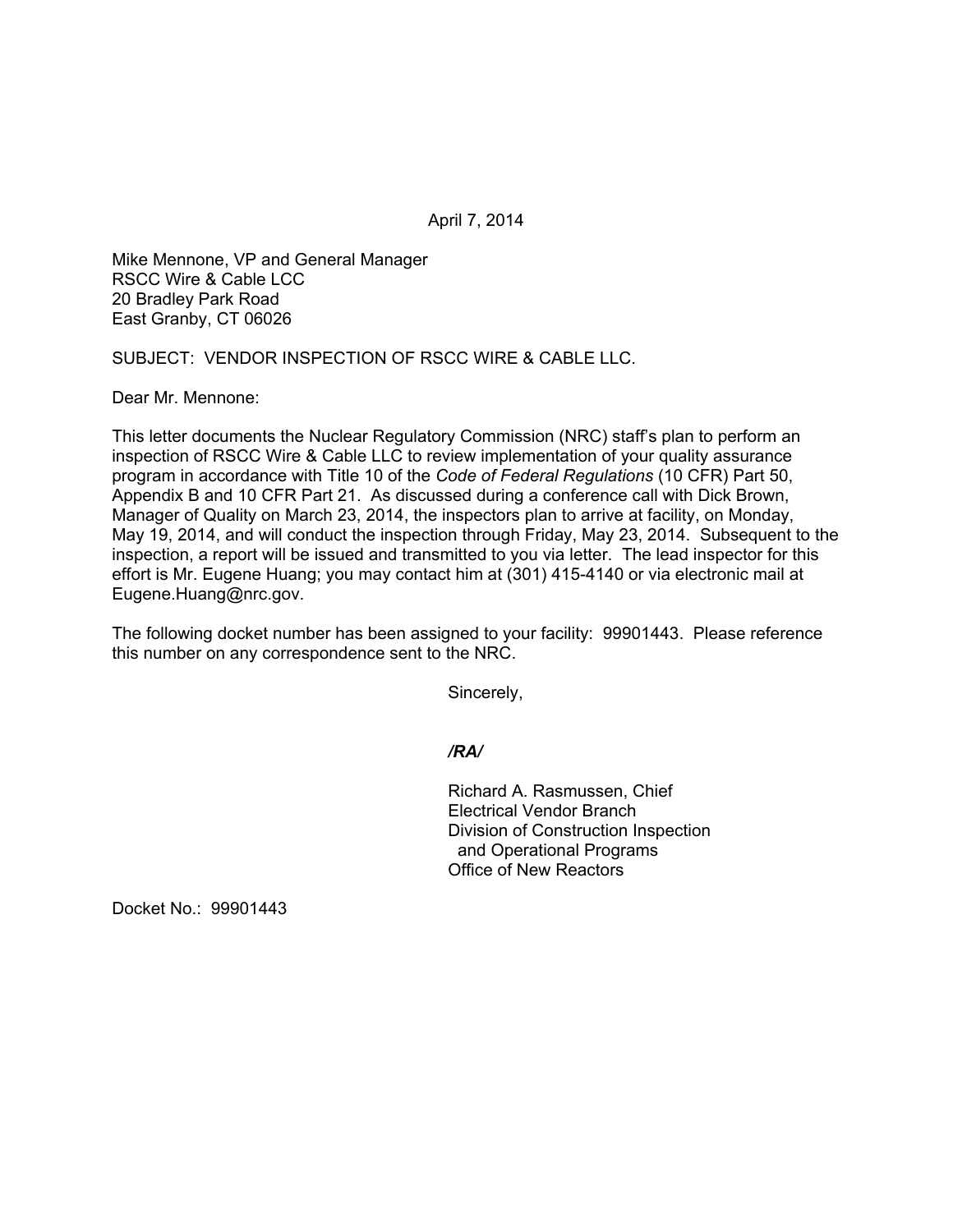April 7, 2014

Mike Mennone, VP and General Manager
RSCC Wire & Cable LCC
20 Bradley Park Road
East Granby, CT 06026

SUBJECT: VENDOR INSPECTION OF RSCC WIRE & CABLE LLC.

Dear Mr. Mennone:

This letter documents the Nuclear Regulatory Commission (NRC) staff's plan to perform an inspection of RSCC Wire & Cable LLC to review implementation of your quality assurance program in accordance with Title 10 of the *Code of Federal Regulations* (10 CFR) Part 50, Appendix B and 10 CFR Part 21. As discussed during a conference call with Dick Brown, Manager of Quality on March 23, 2014, the inspectors plan to arrive at facility, on Monday, May 19, 2014, and will conduct the inspection through Friday, May 23, 2014. Subsequent to the inspection, a report will be issued and transmitted to you via letter. The lead inspector for this effort is Mr. Eugene Huang; you may contact him at (301) 415-4140 or via electronic mail at Eugene.Huang@nrc.gov.

The following docket number has been assigned to your facility: 99901443. Please reference this number on any correspondence sent to the NRC.

Sincerely,

***/RA/***

Richard A. Rasmussen, Chief
Electrical Vendor Branch
Division of Construction Inspection
and Operational Programs
Office of New Reactors

Docket No.: 99901443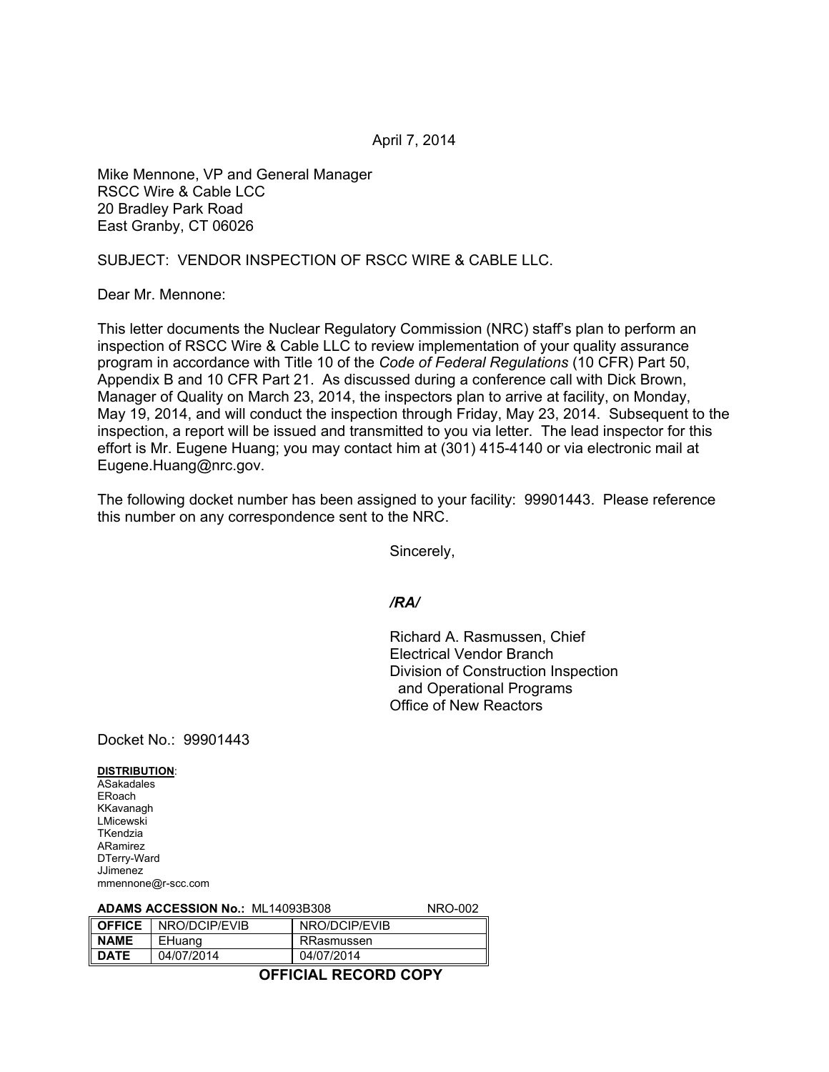April 7, 2014

Mike Mennone, VP and General Manager
RSCC Wire & Cable LCC
20 Bradley Park Road
East Granby, CT 06026

SUBJECT: VENDOR INSPECTION OF RSCC WIRE & CABLE LLC.

Dear Mr. Mennone:

This letter documents the Nuclear Regulatory Commission (NRC) staff's plan to perform an inspection of RSCC Wire & Cable LLC to review implementation of your quality assurance program in accordance with Title 10 of the *Code of Federal Regulations* (10 CFR) Part 50, Appendix B and 10 CFR Part 21. As discussed during a conference call with Dick Brown, Manager of Quality on March 23, 2014, the inspectors plan to arrive at facility, on Monday, May 19, 2014, and will conduct the inspection through Friday, May 23, 2014. Subsequent to the inspection, a report will be issued and transmitted to you via letter. The lead inspector for this effort is Mr. Eugene Huang; you may contact him at (301) 415-4140 or via electronic mail at Eugene.Huang@nrc.gov.

The following docket number has been assigned to your facility: 99901443. Please reference this number on any correspondence sent to the NRC.

Sincerely,

*/RA/*

Richard A. Rasmussen, Chief
Electrical Vendor Branch
Division of Construction Inspection
and Operational Programs
Office of New Reactors

Docket No.: 99901443

**DISTRIBUTION**:
ASakadales
ERoach
KKavanagh
LMicewski
TKendzia
ARamirez
DTerry-Ward
JJimenez
mmennone@r-scc.com

**ADAMS ACCESSION No.:** ML14093B308 NRO-002

| | | |
|---|---|---|
| **OFFICE** | NRO/DCIP/EVIB | NRO/DCIP/EVIB |
| **NAME** | EHuang | RRasmussen |
| **DATE** | 04/07/2014 | 04/07/2014 |

**OFFICIAL RECORD COPY**